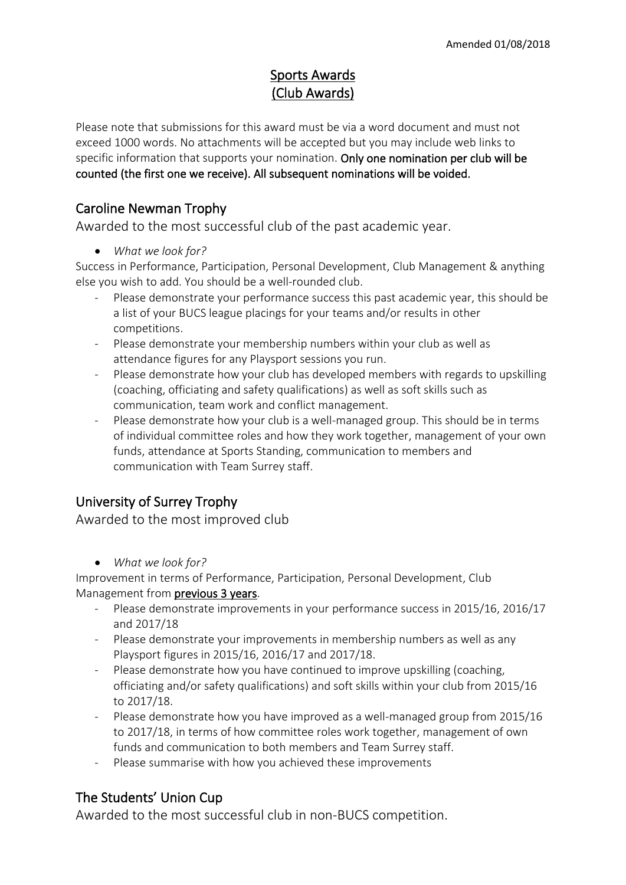Amended 01/08/2018

# Sports Awards
# (Club Awards)

Please note that submissions for this award must be via a word document and must not exceed 1000 words. No attachments will be accepted but you may include web links to specific information that supports your nomination. **Only one nomination per club will be counted (the first one we receive). All subsequent nominations will be voided.**

## Caroline Newman Trophy

Awarded to the most successful club of the past academic year.

- *What we look for?*

Success in Performance, Participation, Personal Development, Club Management & anything else you wish to add. You should be a well-rounded club.

- Please demonstrate your performance success this past academic year, this should be a list of your BUCS league placings for your teams and/or results in other competitions.
- Please demonstrate your membership numbers within your club as well as attendance figures for any Playsport sessions you run.
- Please demonstrate how your club has developed members with regards to upskilling (coaching, officiating and safety qualifications) as well as soft skills such as communication, team work and conflict management.
- Please demonstrate how your club is a well-managed group. This should be in terms of individual committee roles and how they work together, management of your own funds, attendance at Sports Standing, communication to members and communication with Team Surrey staff.

## University of Surrey Trophy

Awarded to the most improved club

- *What we look for?*

Improvement in terms of Performance, Participation, Personal Development, Club Management from **previous 3 years**.

- Please demonstrate improvements in your performance success in 2015/16, 2016/17 and 2017/18
- Please demonstrate your improvements in membership numbers as well as any Playsport figures in 2015/16, 2016/17 and 2017/18.
- Please demonstrate how you have continued to improve upskilling (coaching, officiating and/or safety qualifications) and soft skills within your club from 2015/16 to 2017/18.
- Please demonstrate how you have improved as a well-managed group from 2015/16 to 2017/18, in terms of how committee roles work together, management of own funds and communication to both members and Team Surrey staff.
- Please summarise with how you achieved these improvements

## The Students' Union Cup

Awarded to the most successful club in non-BUCS competition.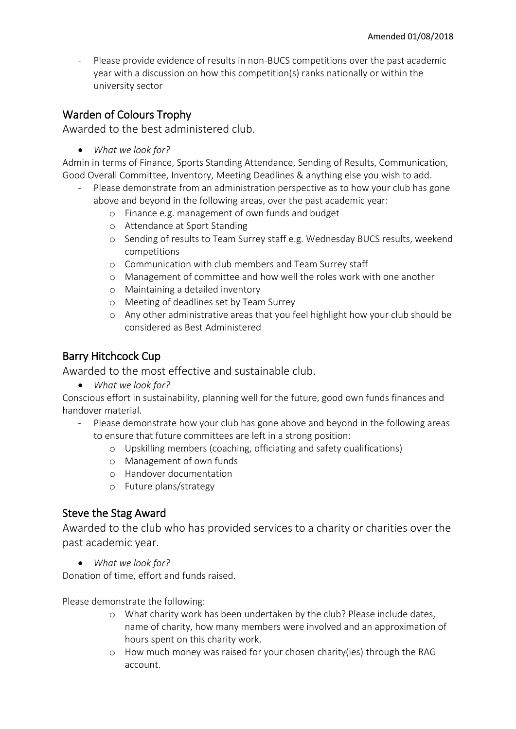- Please provide evidence of results in non-BUCS competitions over the past academic year with a discussion on how this competition(s) ranks nationally or within the university sector

## Warden of Colours Trophy

Awarded to the best administered club.

- *What we look for?*

Admin in terms of Finance, Sports Standing Attendance, Sending of Results, Communication, Good Overall Committee, Inventory, Meeting Deadlines & anything else you wish to add.

- Please demonstrate from an administration perspective as to how your club has gone above and beyond in the following areas, over the past academic year:
    - Finance e.g. management of own funds and budget
    - Attendance at Sport Standing
    - Sending of results to Team Surrey staff e.g. Wednesday BUCS results, weekend competitions
    - Communication with club members and Team Surrey staff
    - Management of committee and how well the roles work with one another
    - Maintaining a detailed inventory
    - Meeting of deadlines set by Team Surrey
    - Any other administrative areas that you feel highlight how your club should be considered as Best Administered

## Barry Hitchcock Cup

Awarded to the most effective and sustainable club.

- *What we look for?*

Conscious effort in sustainability, planning well for the future, good own funds finances and handover material.

- Please demonstrate how your club has gone above and beyond in the following areas to ensure that future committees are left in a strong position:
    - Upskilling members (coaching, officiating and safety qualifications)
    - Management of own funds
    - Handover documentation
    - Future plans/strategy

## Steve the Stag Award

Awarded to the club who has provided services to a charity or charities over the past academic year.

- *What we look for?*

Donation of time, effort and funds raised.

Please demonstrate the following:

- What charity work has been undertaken by the club? Please include dates, name of charity, how many members were involved and an approximation of hours spent on this charity work.
- How much money was raised for your chosen charity(ies) through the RAG account.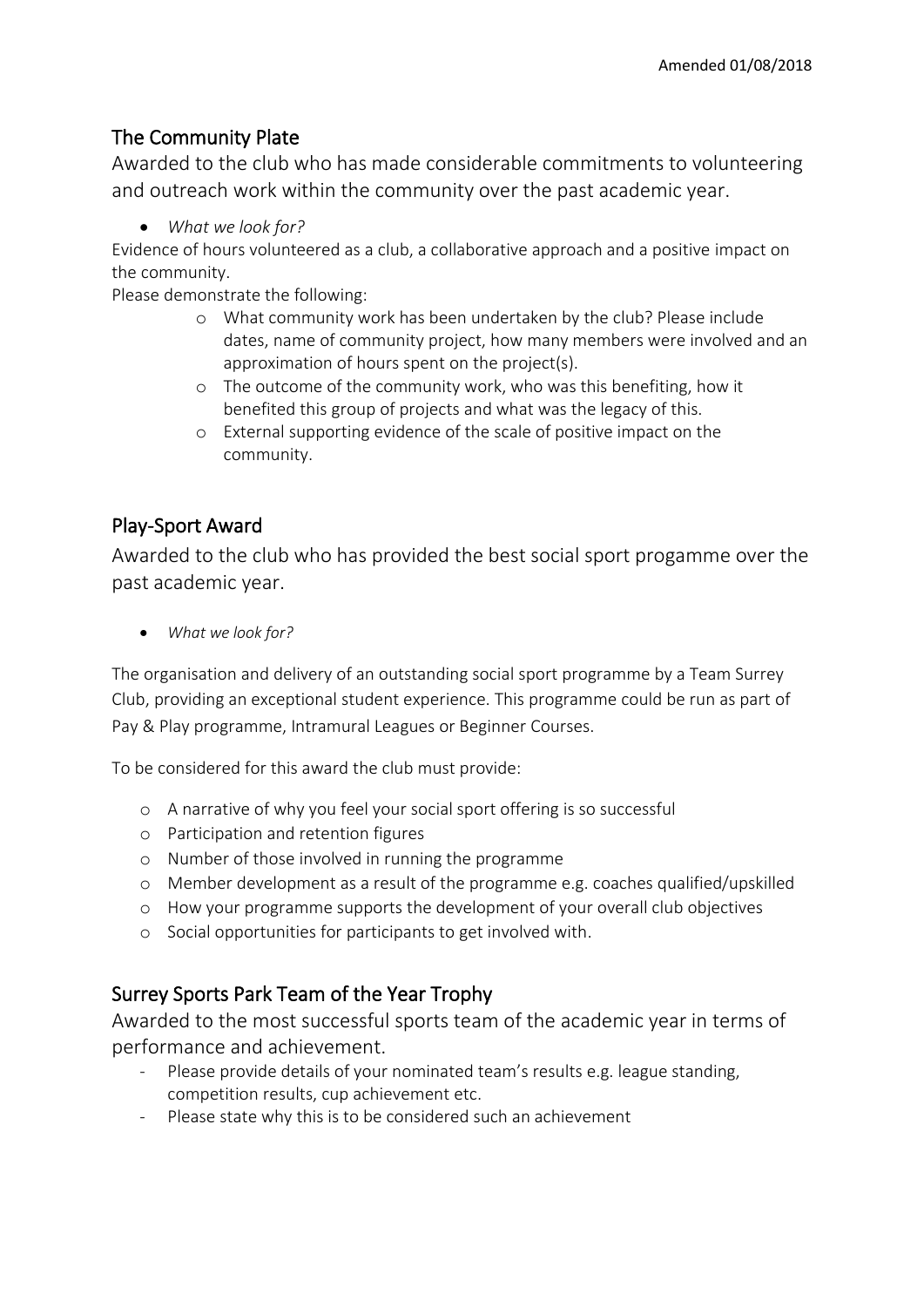Amended 01/08/2018

## The Community Plate

Awarded to the club who has made considerable commitments to volunteering and outreach work within the community over the past academic year.

- *What we look for?*

Evidence of hours volunteered as a club, a collaborative approach and a positive impact on the community.

Please demonstrate the following:

- What community work has been undertaken by the club? Please include dates, name of community project, how many members were involved and an approximation of hours spent on the project(s).
- The outcome of the community work, who was this benefiting, how it benefited this group of projects and what was the legacy of this.
- External supporting evidence of the scale of positive impact on the community.

## Play-Sport Award

Awarded to the club who has provided the best social sport progamme over the past academic year.

- *What we look for?*

The organisation and delivery of an outstanding social sport programme by a Team Surrey Club, providing an exceptional student experience. This programme could be run as part of Pay & Play programme, Intramural Leagues or Beginner Courses.

To be considered for this award the club must provide:

- A narrative of why you feel your social sport offering is so successful
- Participation and retention figures
- Number of those involved in running the programme
- Member development as a result of the programme e.g. coaches qualified/upskilled
- How your programme supports the development of your overall club objectives
- Social opportunities for participants to get involved with.

## Surrey Sports Park Team of the Year Trophy

Awarded to the most successful sports team of the academic year in terms of performance and achievement.

- Please provide details of your nominated team's results e.g. league standing, competition results, cup achievement etc.
- Please state why this is to be considered such an achievement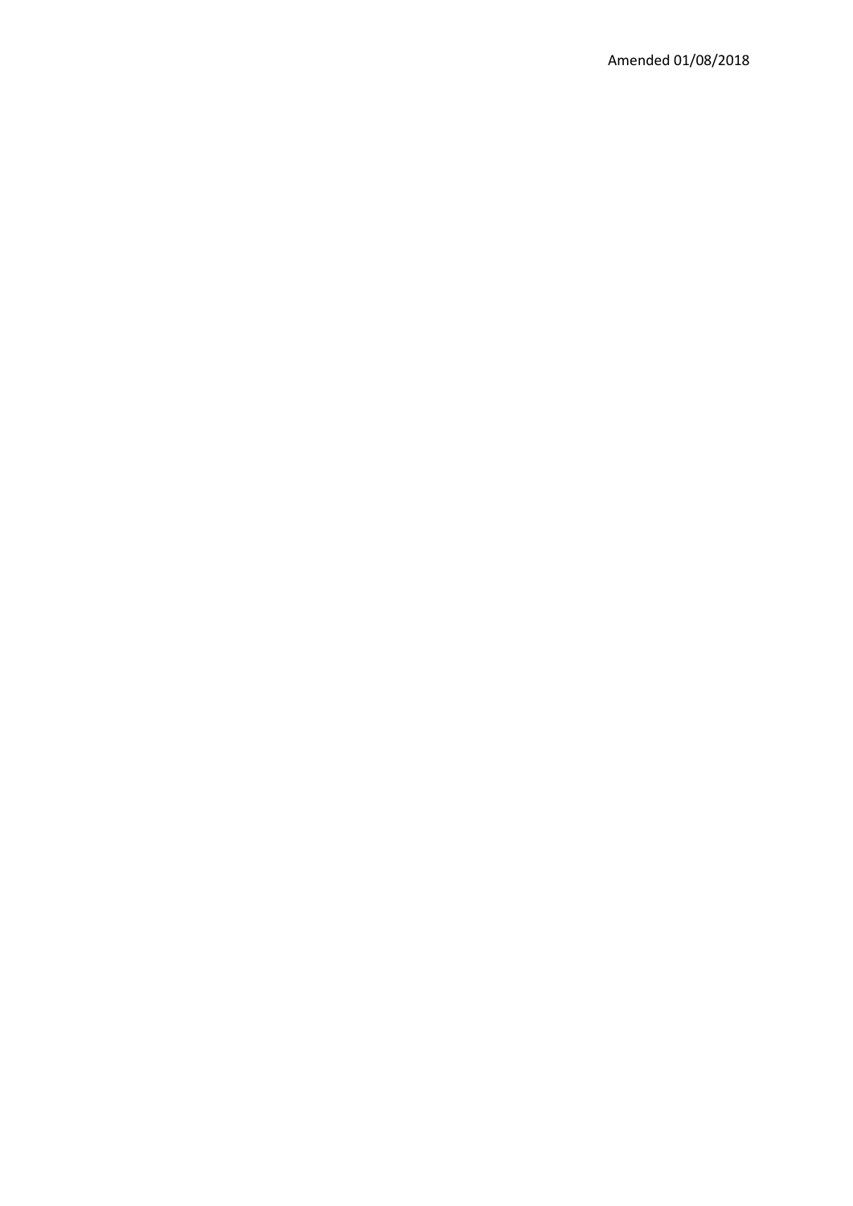Amended 01/08/2018